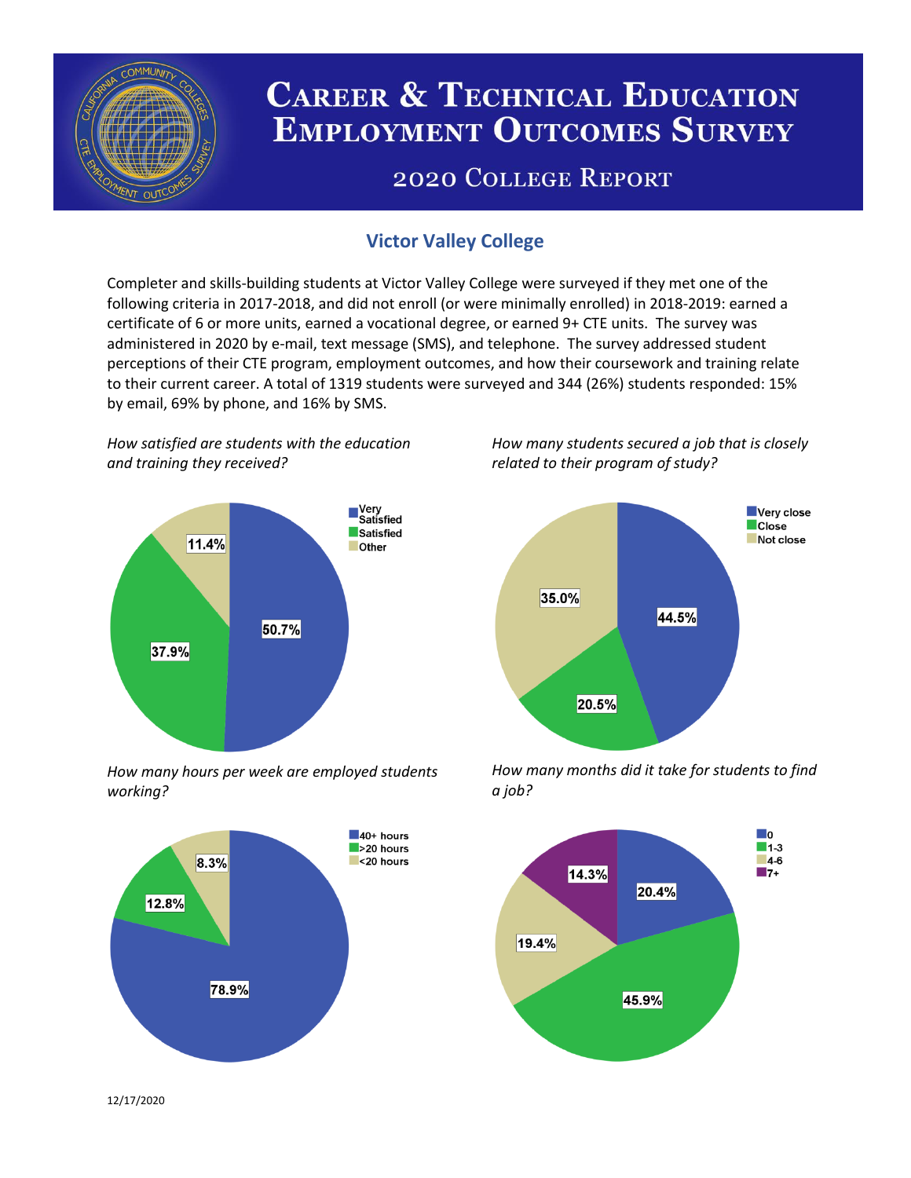# Career & Technical Education Employment Outcomes Survey

## 2020 College Report

### Victor Valley College

Completer and skills-building students at Victor Valley College were surveyed if they met one of the following criteria in 2017-2018, and did not enroll (or were minimally enrolled) in 2018-2019: earned a certificate of 6 or more units, earned a vocational degree, or earned 9+ CTE units. The survey was administered in 2020 by e-mail, text message (SMS), and telephone. The survey addressed student perceptions of their CTE program, employment outcomes, and how their coursework and training relate to their current career. A total of 1319 students were surveyed and 344 (26%) students responded: 15% by email, 69% by phone, and 16% by SMS.

*How satisfied are students with the education and training they received?*

| Response | Percent |
|---|---|
| Very Satisfied | 50.7% |
| Satisfied | 37.9% |
| Other | 11.4% |

*How many students secured a job that is closely related to their program of study?*

| Response | Percent |
|---|---|
| Very close | 44.5% |
| Close | 20.5% |
| Not close | 35.0% |

*How many hours per week are employed students working?*

| Response | Percent |
|---|---|
| 40+ hours | 78.9% |
| >20 hours | 12.8% |
| <20 hours | 8.3% |

*How many months did it take for students to find a job?*

| Months | Percent |
|---|---|
| 0 | 20.4% |
| 1-3 | 45.9% |
| 4-6 | 19.4% |
| 7+ | 14.3% |

12/17/2020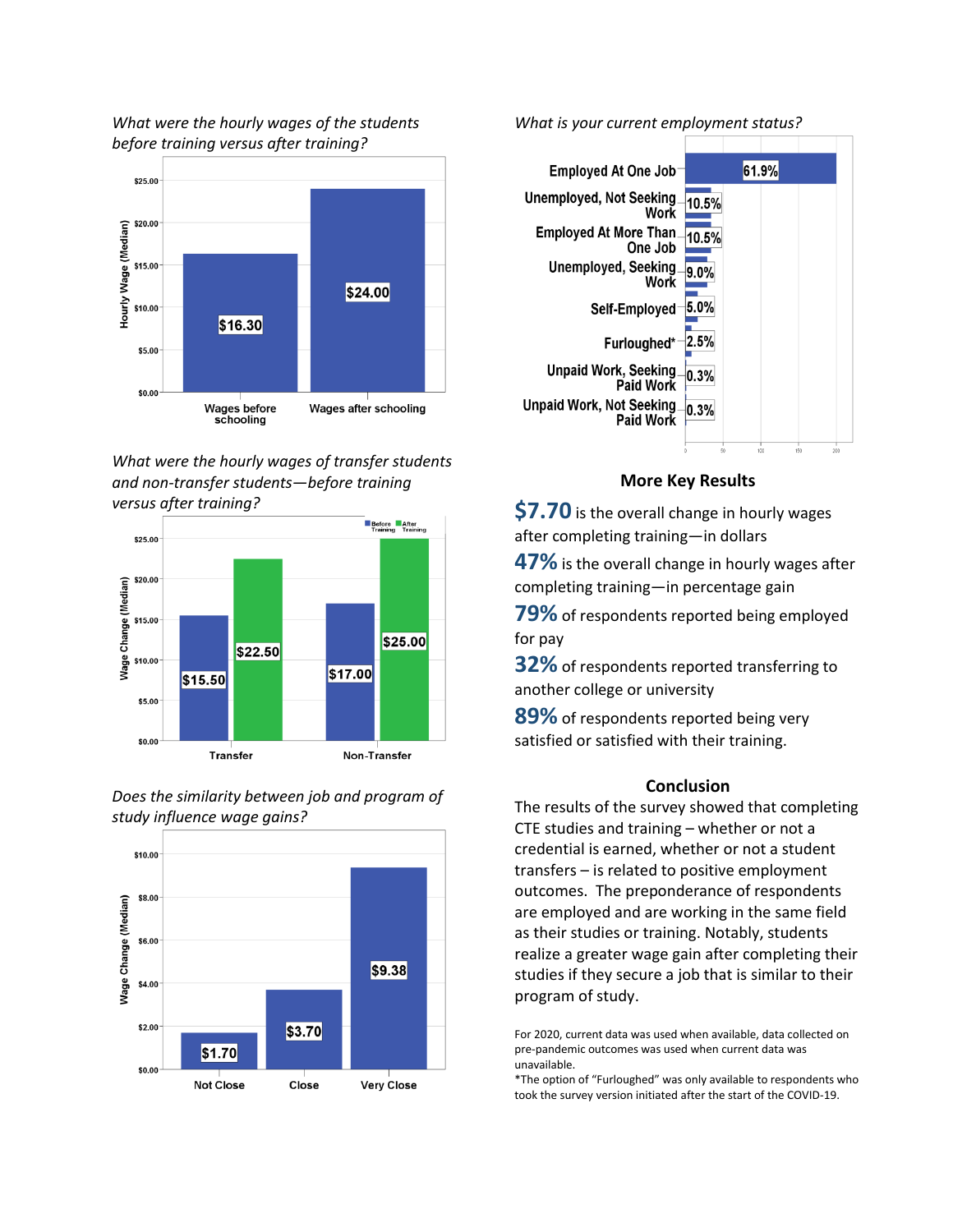*What were the hourly wages of the students before training versus after training?*

Hourly Wage (Median)

$25.00
$20.00
$15.00
$10.00
$5.00
$0.00

$16.30
$24.00

Wages before schooling
Wages after schooling

*What were the hourly wages of transfer students and non-transfer students—before training versus after training?*

Before Training
After Training

Wage Change (Median)

$25.00
$20.00
$15.00
$10.00
$5.00
$0.00

$15.50
$22.50
$17.00
$25.00

Transfer
Non-Transfer

*Does the similarity between job and program of study influence wage gains?*

Wage Change (Median)

$10.00
$8.00
$6.00
$4.00
$2.00
$0.00

$1.70
$3.70
$9.38

Not Close
Close
Very Close

*What is your current employment status?*

Employed At One Job 61.9%
Unemployed, Not Seeking Work 10.5%
Employed At More Than One Job 10.5%
Unemployed, Seeking Work 9.0%
Self-Employed 5.0%
Furloughed* 2.5%
Unpaid Work, Seeking Paid Work 0.3%
Unpaid Work, Not Seeking Paid Work 0.3%

0
50
100
150
200

### More Key Results

**$7.70** is the overall change in hourly wages after completing training—in dollars

**47%** is the overall change in hourly wages after completing training—in percentage gain

**79%** of respondents reported being employed for pay

**32%** of respondents reported transferring to another college or university

**89%** of respondents reported being very satisfied or satisfied with their training.

### Conclusion

The results of the survey showed that completing CTE studies and training – whether or not a credential is earned, whether or not a student transfers – is related to positive employment outcomes. The preponderance of respondents are employed and are working in the same field as their studies or training. Notably, students realize a greater wage gain after completing their studies if they secure a job that is similar to their program of study.

For 2020, current data was used when available, data collected on pre-pandemic outcomes was used when current data was unavailable.
*The option of "Furloughed" was only available to respondents who took the survey version initiated after the start of the COVID-19.